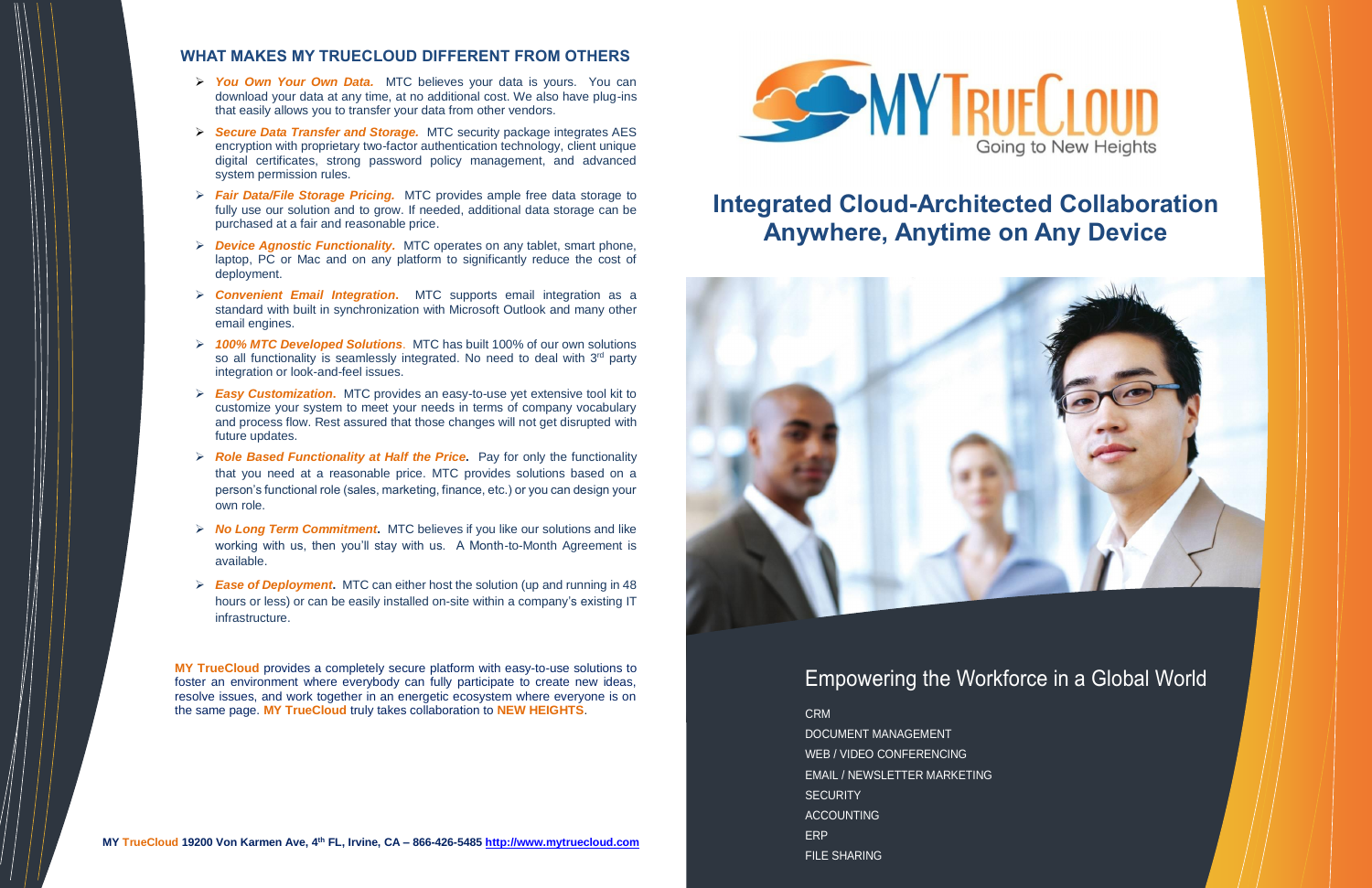## WHAT MAKES MY TRUECLOUD DIFFERENT FROM OTHERS

- ***You Own Your Own Data.*** MTC believes your data is yours. You can download your data at any time, at no additional cost. We also have plug-ins that easily allows you to transfer your data from other vendors.
- ***Secure Data Transfer and Storage.*** MTC security package integrates AES encryption with proprietary two-factor authentication technology, client unique digital certificates, strong password policy management, and advanced system permission rules.
- ***Fair Data/File Storage Pricing.*** MTC provides ample free data storage to fully use our solution and to grow. If needed, additional data storage can be purchased at a fair and reasonable price.
- ***Device Agnostic Functionality.*** MTC operates on any tablet, smart phone, laptop, PC or Mac and on any platform to significantly reduce the cost of deployment.
- ***Convenient Email Integration.*** MTC supports email integration as a standard with built in synchronization with Microsoft Outlook and many other email engines.
- ***100% MTC Developed Solutions***. MTC has built 100% of our own solutions so all functionality is seamlessly integrated. No need to deal with 3rd party integration or look-and-feel issues.
- ***Easy Customization.*** MTC provides an easy-to-use yet extensive tool kit to customize your system to meet your needs in terms of company vocabulary and process flow. Rest assured that those changes will not get disrupted with future updates.
- ***Role Based Functionality at Half the Price.*** Pay for only the functionality that you need at a reasonable price. MTC provides solutions based on a person's functional role (sales, marketing, finance, etc.) or you can design your own role.
- ***No Long Term Commitment.*** MTC believes if you like our solutions and like working with us, then you'll stay with us. A Month-to-Month Agreement is available.
- ***Ease of Deployment.*** MTC can either host the solution (up and running in 48 hours or less) or can be easily installed on-site within a company's existing IT infrastructure.

**MY TrueCloud** provides a completely secure platform with easy-to-use solutions to foster an environment where everybody can fully participate to create new ideas, resolve issues, and work together in an energetic ecosystem where everyone is on the same page. **MY TrueCloud** truly takes collaboration to **NEW HEIGHTS**.

**MY TrueCloud 19200 Von Karmen Ave, 4th FL, Irvine, CA – 866-426-5485 http://www.mytruecloud.com**

MY TRUECLOUD
Going to New Heights

# Integrated Cloud-Architected Collaboration Anywhere, Anytime on Any Device

## Empowering the Workforce in a Global World

CRM
DOCUMENT MANAGEMENT
WEB / VIDEO CONFERENCING
EMAIL / NEWSLETTER MARKETING
SECURITY
ACCOUNTING
ERP
FILE SHARING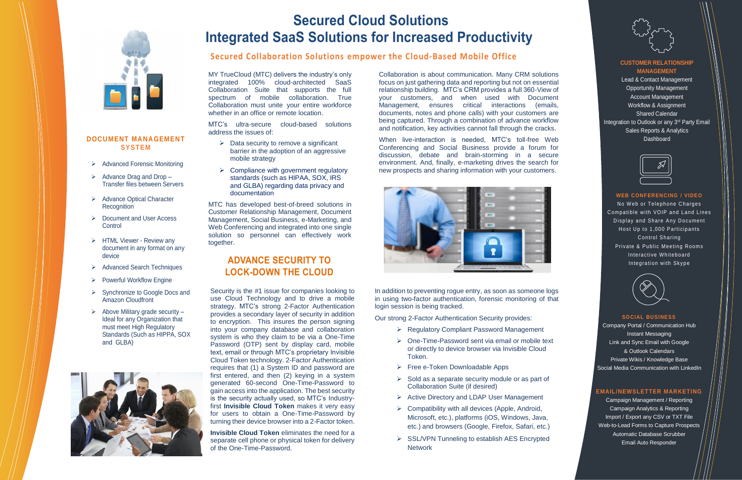# Secured Cloud Solutions

# Integrated SaaS Solutions for Increased Productivity

## Secured Collaboration Solutions empower the Cloud-Based Mobile Office

MY TrueCloud (MTC) delivers the industry's only integrated 100% cloud-architected SaaS Collaboration Suite that supports the full spectrum of mobile collaboration. True Collaboration must unite your entire workforce whether in an office or remote location.

MTC's ultra-secure cloud-based solutions address the issues of:

- Data security to remove a significant barrier in the adoption of an aggressive mobile strategy
- Compliance with government regulatory standards (such as HIPAA, SOX, IRS and GLBA) regarding data privacy and documentation

MTC has developed best-of-breed solutions in Customer Relationship Management, Document Management, Social Business, e-Marketing, and Web Conferencing and integrated into one single solution so personnel can effectively work together.

## ADVANCE SECURITY TO LOCK-DOWN THE CLOUD

Security is the #1 issue for companies looking to use Cloud Technology and to drive a mobile strategy. MTC's strong 2-Factor Authentication provides a secondary layer of security in addition to encryption. This insures the person signing into your company database and collaboration system is who they claim to be via a One-Time Password (OTP) sent by display card, mobile text, email or through MTC's proprietary Invisible Cloud Token technology. 2-Factor Authentication requires that (1) a System ID and password are first entered, and then (2) keying in a system generated 60-second One-Time-Password to gain access into the application. The best security is the security actually used, so MTC's Industry-first **Invisible Cloud Token** makes it very easy for users to obtain a One-Time-Password by turning their device browser into a 2-Factor token.

**Invisible Cloud Token** eliminates the need for a separate cell phone or physical token for delivery of the One-Time-Password.

Collaboration is about communication. Many CRM solutions focus on just gathering data and reporting but not on essential relationship building. MTC's CRM provides a full 360-View of your customers, and when used with Document Management, ensures critical interactions (emails, documents, notes and phone calls) with your customers are being captured. Through a combination of advance workflow and notification, key activities cannot fall through the cracks.

When live-interaction is needed, MTC's toll-free Web Conferencing and Social Business provide a forum for discussion, debate and brain-storming in a secure environment. And, finally, e-marketing drives the search for new prospects and sharing information with your customers.

In addition to preventing rogue entry, as soon as someone logs in using two-factor authentication, forensic monitoring of that login session is being tracked.

Our strong 2-Factor Authentication Security provides:

- Regulatory Compliant Password Management
- One-Time-Password sent via email or mobile text or directly to device browser via Invisible Cloud Token.
- Free e-Token Downloadable Apps
- Sold as a separate security module or as part of Collaboration Suite (if desired)
- Active Directory and LDAP User Management
- Compatibility with all devices (Apple, Android, Microsoft, etc.), platforms (iOS, Windows, Java, etc.) and browsers (Google, Firefox, Safari, etc.)
- SSL/VPN Tunneling to establish AES Encrypted Network

### DOCUMENT MANAGEMENT SYSTEM

- Advanced Forensic Monitoring
- Advance Drag and Drop – Transfer files between Servers
- Advance Optical Character Recognition
- Document and User Access Control
- HTML Viewer - Review any document in any format on any device
- Advanced Search Techniques
- Powerful Workflow Engine
- Synchronize to Google Docs and Amazon Cloudfront
- Above Military grade security – Ideal for any Organization that must meet High Regulatory Standards (Such as HIPPA, SOX and GLBA)

### CUSTOMER RELATIONSHIP MANAGEMENT

Lead & Contact Management
Opportunity Management
Account Management
Workflow & Assignment
Shared Calendar
Integration to Outlook or any 3rd Party Email
Sales Reports & Analytics
Dashboard

### WEB CONFERENCING / VIDEO

No Web or Telephone Charges
Compatible with VOIP and Land Lines
Display and Share Any Document
Host Up to 1,000 Participants
Control Sharing
Private & Public Meeting Rooms
Interactive Whiteboard
Integration with Skype

### SOCIAL BUSINESS

Company Portal / Communication Hub
Instant Messaging
Link and Sync Email with Google & Outlook Calendars
Private Wikis / Knowledge Base
Social Media Communication with LinkedIn

### EMAIL/NEWSLETTER MARKETING

Campaign Management / Reporting
Campaign Analytics & Reporting
Import / Export any CSV or TXT File
Web-to-Lead Forms to Capture Prospects
Automatic Database Scrubber
Email Auto Responder